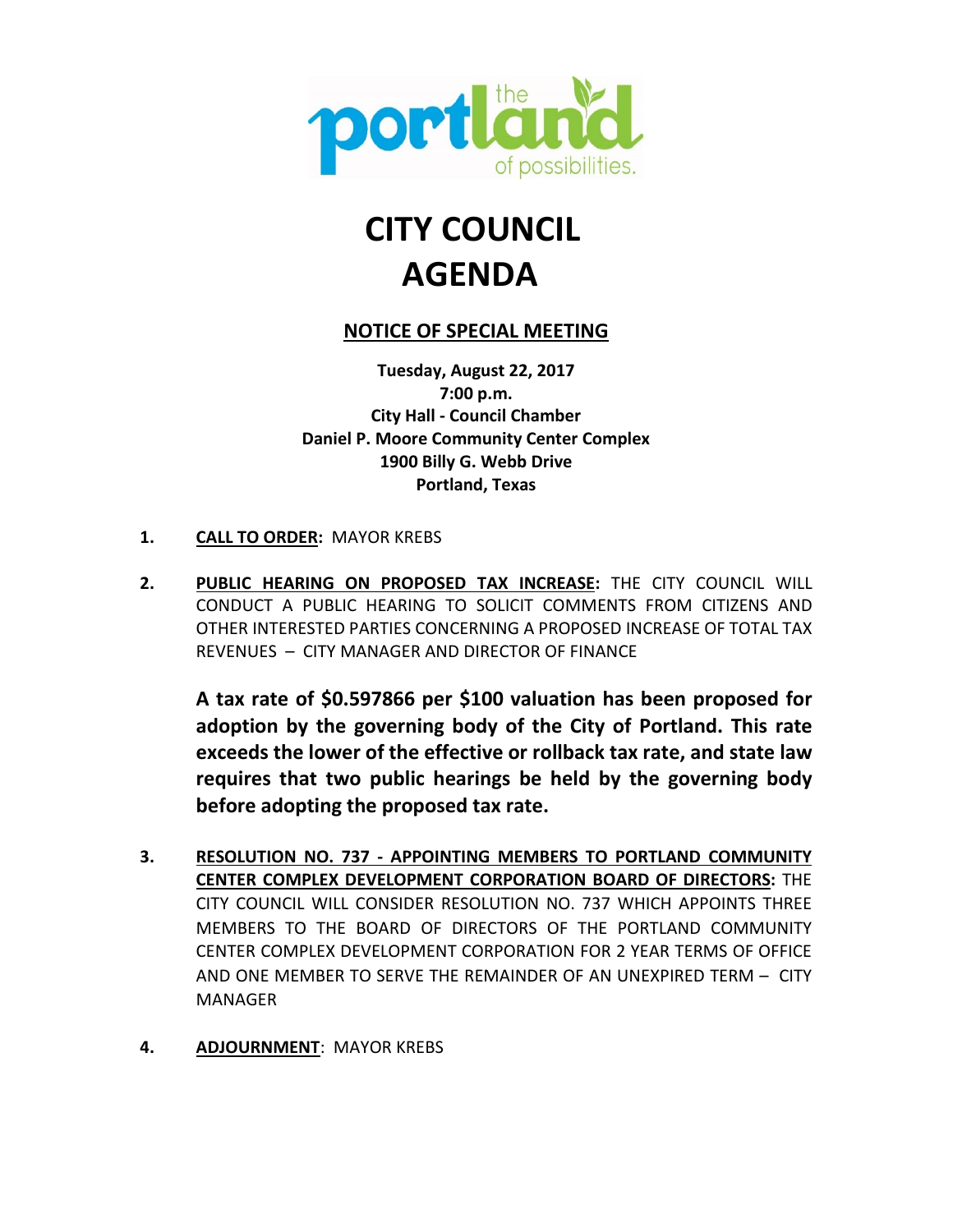the portland of possibilities.

# CITY COUNCIL AGENDA

## NOTICE OF SPECIAL MEETING

**Tuesday, August 22, 2017**
**7:00 p.m.**
**City Hall - Council Chamber**
**Daniel P. Moore Community Center Complex**
**1900 Billy G. Webb Drive**
**Portland, Texas**

1. **CALL TO ORDER:** MAYOR KREBS

2. **PUBLIC HEARING ON PROPOSED TAX INCREASE:** THE CITY COUNCIL WILL CONDUCT A PUBLIC HEARING TO SOLICIT COMMENTS FROM CITIZENS AND OTHER INTERESTED PARTIES CONCERNING A PROPOSED INCREASE OF TOTAL TAX REVENUES – CITY MANAGER AND DIRECTOR OF FINANCE

   **A tax rate of $0.597866 per $100 valuation has been proposed for adoption by the governing body of the City of Portland. This rate exceeds the lower of the effective or rollback tax rate, and state law requires that two public hearings be held by the governing body before adopting the proposed tax rate.**

3. **RESOLUTION NO. 737 - APPOINTING MEMBERS TO PORTLAND COMMUNITY CENTER COMPLEX DEVELOPMENT CORPORATION BOARD OF DIRECTORS:** THE CITY COUNCIL WILL CONSIDER RESOLUTION NO. 737 WHICH APPOINTS THREE MEMBERS TO THE BOARD OF DIRECTORS OF THE PORTLAND COMMUNITY CENTER COMPLEX DEVELOPMENT CORPORATION FOR 2 YEAR TERMS OF OFFICE AND ONE MEMBER TO SERVE THE REMAINDER OF AN UNEXPIRED TERM – CITY MANAGER

4. **ADJOURNMENT:** MAYOR KREBS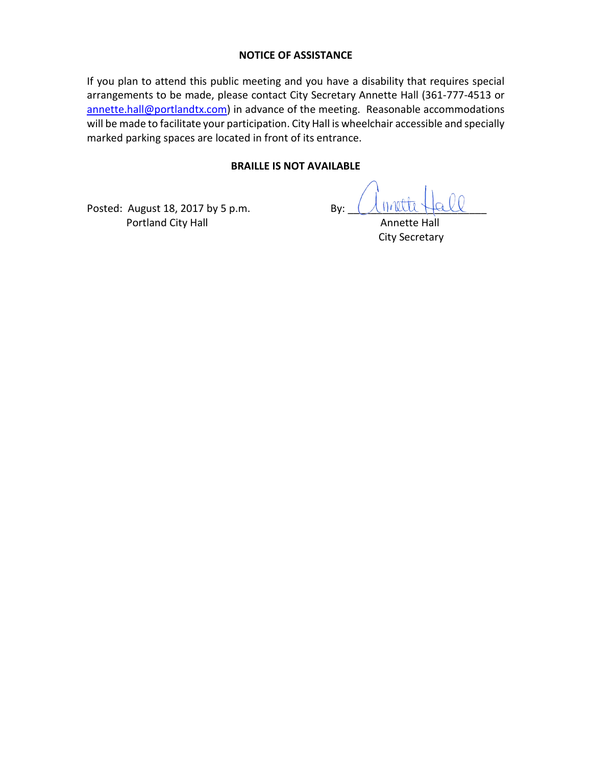**NOTICE OF ASSISTANCE**

If you plan to attend this public meeting and you have a disability that requires special arrangements to be made, please contact City Secretary Annette Hall (361-777-4513 or annette.hall@portlandtx.com) in advance of the meeting. Reasonable accommodations will be made to facilitate your participation. City Hall is wheelchair accessible and specially marked parking spaces are located in front of its entrance.

**BRAILLE IS NOT AVAILABLE**

Posted: August 18, 2017 by 5 p.m.
Portland City Hall

By: ______________________
Annette Hall
City Secretary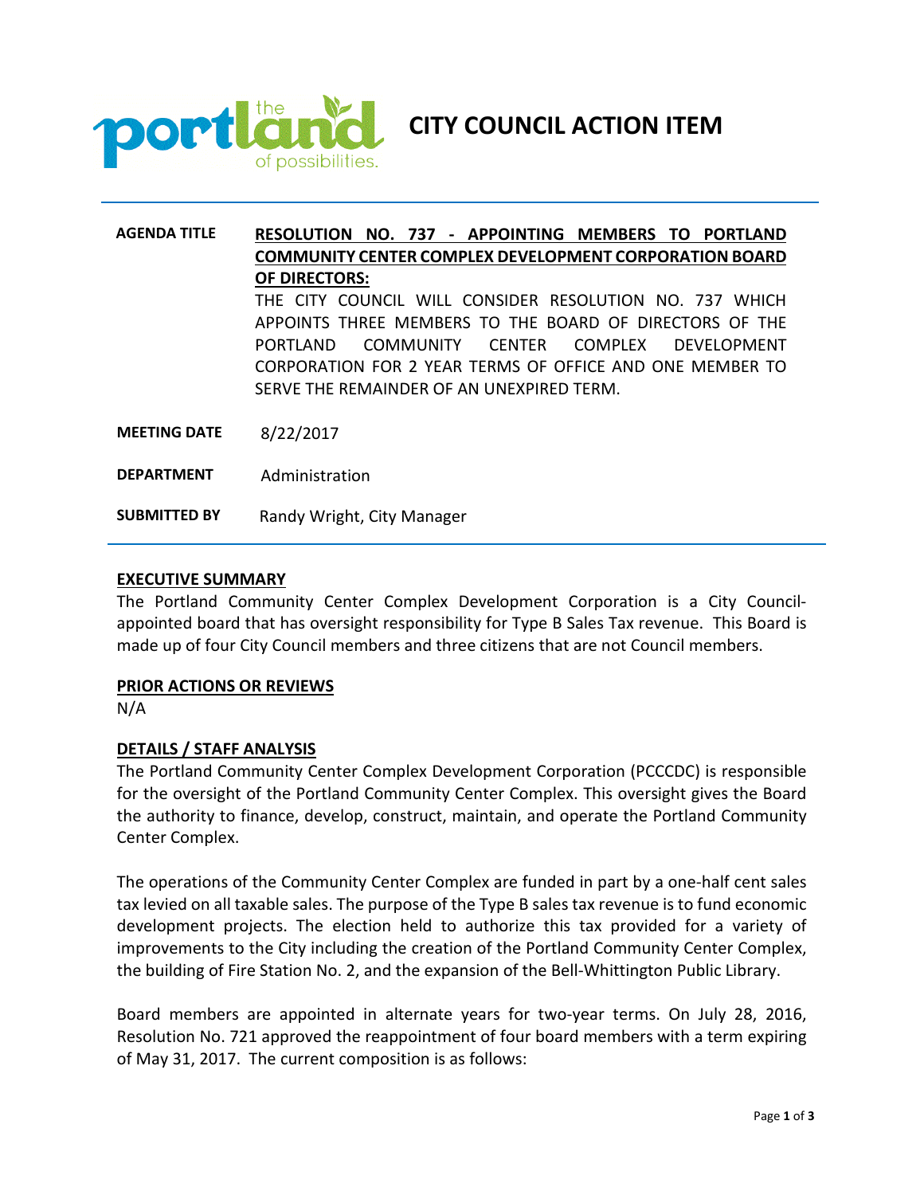# CITY COUNCIL ACTION ITEM

| | |
|---|---|
| **AGENDA TITLE** | **RESOLUTION NO. 737 - APPOINTING MEMBERS TO PORTLAND COMMUNITY CENTER COMPLEX DEVELOPMENT CORPORATION BOARD OF DIRECTORS:** THE CITY COUNCIL WILL CONSIDER RESOLUTION NO. 737 WHICH APPOINTS THREE MEMBERS TO THE BOARD OF DIRECTORS OF THE PORTLAND COMMUNITY CENTER COMPLEX DEVELOPMENT CORPORATION FOR 2 YEAR TERMS OF OFFICE AND ONE MEMBER TO SERVE THE REMAINDER OF AN UNEXPIRED TERM. |
| **MEETING DATE** | 8/22/2017 |
| **DEPARTMENT** | Administration |
| **SUBMITTED BY** | Randy Wright, City Manager |

## EXECUTIVE SUMMARY

The Portland Community Center Complex Development Corporation is a City Council-appointed board that has oversight responsibility for Type B Sales Tax revenue. This Board is made up of four City Council members and three citizens that are not Council members.

## PRIOR ACTIONS OR REVIEWS

N/A

## DETAILS / STAFF ANALYSIS

The Portland Community Center Complex Development Corporation (PCCCDC) is responsible for the oversight of the Portland Community Center Complex. This oversight gives the Board the authority to finance, develop, construct, maintain, and operate the Portland Community Center Complex.

The operations of the Community Center Complex are funded in part by a one-half cent sales tax levied on all taxable sales. The purpose of the Type B sales tax revenue is to fund economic development projects. The election held to authorize this tax provided for a variety of improvements to the City including the creation of the Portland Community Center Complex, the building of Fire Station No. 2, and the expansion of the Bell-Whittington Public Library.

Board members are appointed in alternate years for two-year terms. On July 28, 2016, Resolution No. 721 approved the reappointment of four board members with a term expiring of May 31, 2017. The current composition is as follows: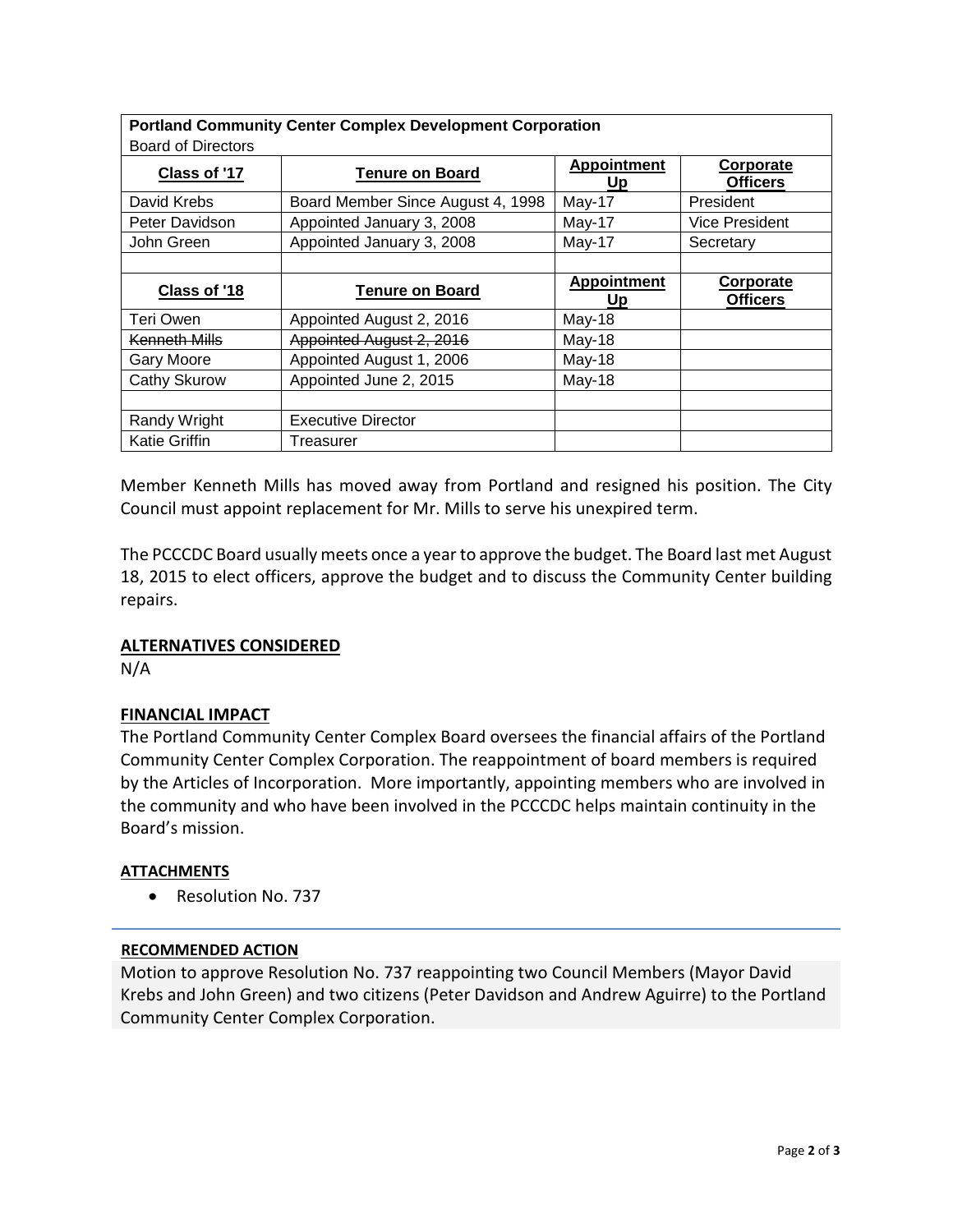| **Portland Community Center Complex Development Corporation**<br>Board of Directors | | | |
|---|---|---|---|
| **Class of '17** | **Tenure on Board** | **Appointment Up** | **Corporate Officers** |
| David Krebs | Board Member Since August 4, 1998 | May-17 | President |
| Peter Davidson | Appointed January 3, 2008 | May-17 | Vice President |
| John Green | Appointed January 3, 2008 | May-17 | Secretary |
| | | | |
| **Class of '18** | **Tenure on Board** | **Appointment Up** | **Corporate Officers** |
| Teri Owen | Appointed August 2, 2016 | May-18 | |
| ~~Kenneth Mills~~ | ~~Appointed August 2, 2016~~ | May-18 | |
| Gary Moore | Appointed August 1, 2006 | May-18 | |
| Cathy Skurow | Appointed June 2, 2015 | May-18 | |
| | | | |
| Randy Wright | Executive Director | | |
| Katie Griffin | Treasurer | | |

Member Kenneth Mills has moved away from Portland and resigned his position. The City Council must appoint replacement for Mr. Mills to serve his unexpired term.

The PCCCDC Board usually meets once a year to approve the budget. The Board last met August 18, 2015 to elect officers, approve the budget and to discuss the Community Center building repairs.

## ALTERNATIVES CONSIDERED

N/A

## FINANCIAL IMPACT

The Portland Community Center Complex Board oversees the financial affairs of the Portland Community Center Complex Corporation. The reappointment of board members is required by the Articles of Incorporation. More importantly, appointing members who are involved in the community and who have been involved in the PCCCDC helps maintain continuity in the Board's mission.

### ATTACHMENTS

- Resolution No. 737

### RECOMMENDED ACTION

Motion to approve Resolution No. 737 reappointing two Council Members (Mayor David Krebs and John Green) and two citizens (Peter Davidson and Andrew Aguirre) to the Portland Community Center Complex Corporation.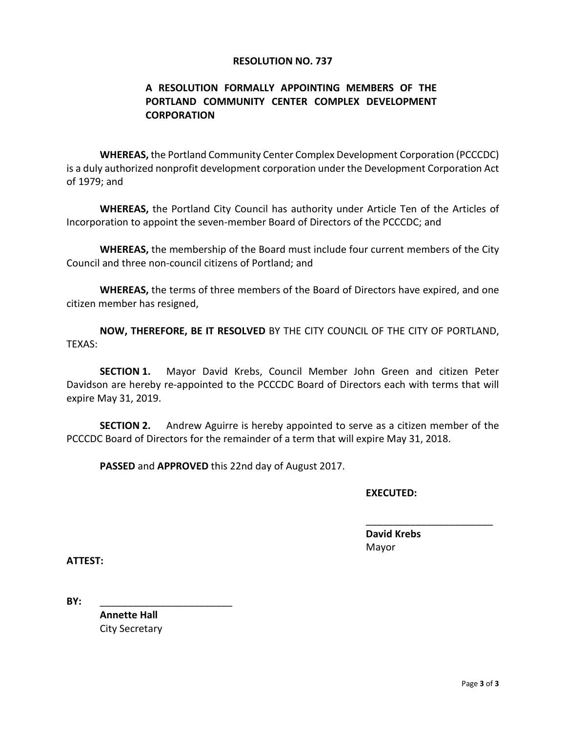# RESOLUTION NO. 737

## A RESOLUTION FORMALLY APPOINTING MEMBERS OF THE PORTLAND COMMUNITY CENTER COMPLEX DEVELOPMENT CORPORATION

**WHEREAS,** the Portland Community Center Complex Development Corporation (PCCCDC) is a duly authorized nonprofit development corporation under the Development Corporation Act of 1979; and

**WHEREAS,** the Portland City Council has authority under Article Ten of the Articles of Incorporation to appoint the seven-member Board of Directors of the PCCCDC; and

**WHEREAS,** the membership of the Board must include four current members of the City Council and three non-council citizens of Portland; and

**WHEREAS,** the terms of three members of the Board of Directors have expired, and one citizen member has resigned,

**NOW, THEREFORE, BE IT RESOLVED** BY THE CITY COUNCIL OF THE CITY OF PORTLAND, TEXAS:

**SECTION 1.** Mayor David Krebs, Council Member John Green and citizen Peter Davidson are hereby re-appointed to the PCCCDC Board of Directors each with terms that will expire May 31, 2019.

**SECTION 2.** Andrew Aguirre is hereby appointed to serve as a citizen member of the PCCCDC Board of Directors for the remainder of a term that will expire May 31, 2018.

**PASSED** and **APPROVED** this 22nd day of August 2017.

**EXECUTED:**

________________________

**David Krebs**
Mayor

**ATTEST:**

**BY:** ________________________

**Annette Hall**
City Secretary